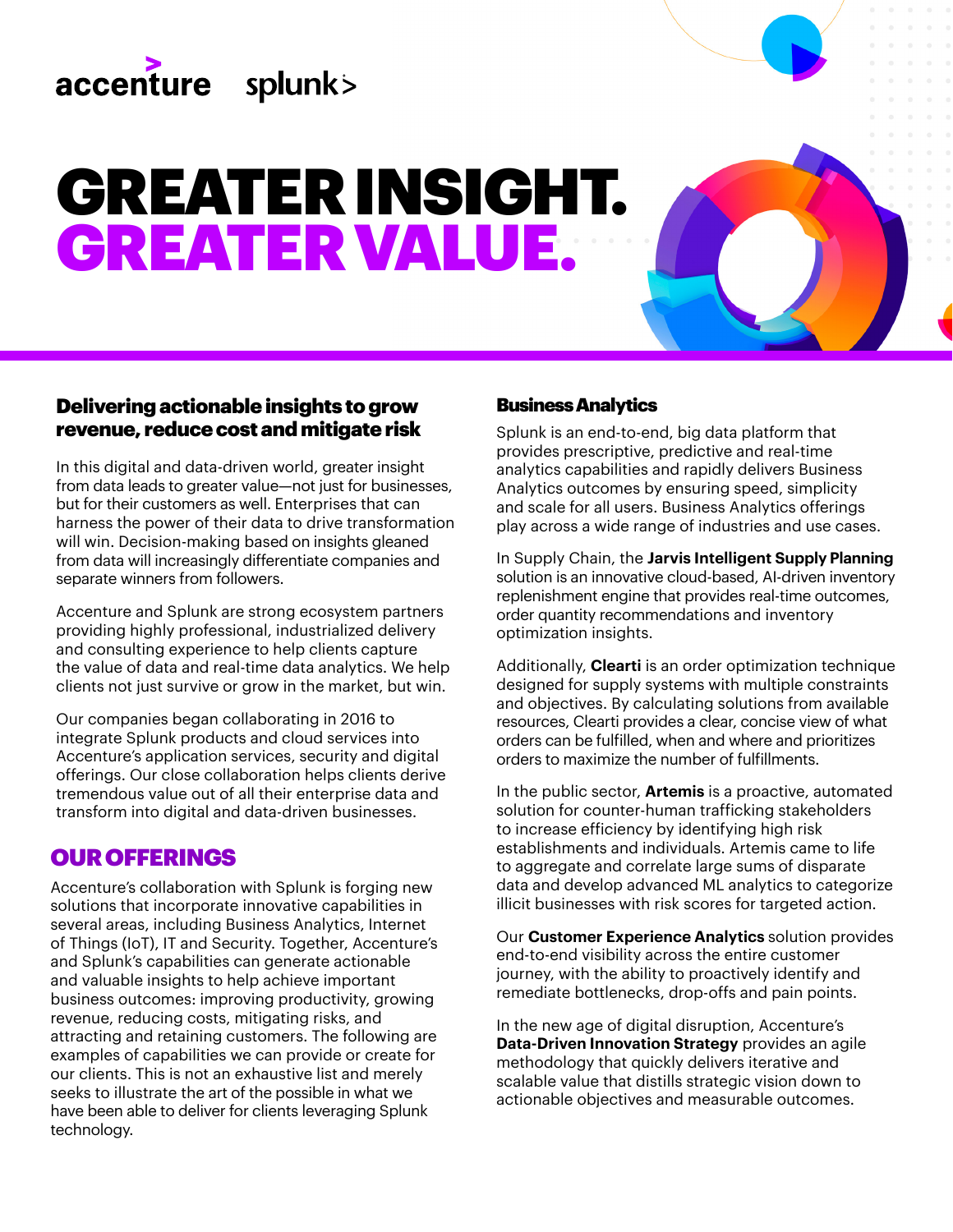accenture splunk>

# GREATER INSIGHT. GREATER VALUE.

### Delivering actionable insights to grow revenue, reduce cost and mitigate risk

In this digital and data-driven world, greater insight from data leads to greater value—not just for businesses, but for their customers as well. Enterprises that can harness the power of their data to drive transformation will win. Decision-making based on insights gleaned from data will increasingly differentiate companies and separate winners from followers.

Accenture and Splunk are strong ecosystem partners providing highly professional, industrialized delivery and consulting experience to help clients capture the value of data and real-time data analytics. We help clients not just survive or grow in the market, but win.

Our companies began collaborating in 2016 to integrate Splunk products and cloud services into Accenture's application services, security and digital offerings. Our close collaboration helps clients derive tremendous value out of all their enterprise data and transform into digital and data-driven businesses.

## OUR OFFERINGS

Accenture's collaboration with Splunk is forging new solutions that incorporate innovative capabilities in several areas, including Business Analytics, Internet of Things (IoT), IT and Security. Together, Accenture's and Splunk's capabilities can generate actionable and valuable insights to help achieve important business outcomes: improving productivity, growing revenue, reducing costs, mitigating risks, and attracting and retaining customers. The following are examples of capabilities we can provide or create for our clients. This is not an exhaustive list and merely seeks to illustrate the art of the possible in what we have been able to deliver for clients leveraging Splunk technology.

### Business Analytics

Splunk is an end-to-end, big data platform that provides prescriptive, predictive and real-time analytics capabilities and rapidly delivers Business Analytics outcomes by ensuring speed, simplicity and scale for all users. Business Analytics offerings play across a wide range of industries and use cases.

In Supply Chain, the **Jarvis Intelligent Supply Planning** solution is an innovative cloud-based, AI-driven inventory replenishment engine that provides real-time outcomes, order quantity recommendations and inventory optimization insights.

Additionally, **Clearti** is an order optimization technique designed for supply systems with multiple constraints and objectives. By calculating solutions from available resources, Clearti provides a clear, concise view of what orders can be fulfilled, when and where and prioritizes orders to maximize the number of fulfillments.

In the public sector, **Artemis** is a proactive, automated solution for counter-human trafficking stakeholders to increase efficiency by identifying high risk establishments and individuals. Artemis came to life to aggregate and correlate large sums of disparate data and develop advanced ML analytics to categorize illicit businesses with risk scores for targeted action.

Our **Customer Experience Analytics** solution provides end-to-end visibility across the entire customer journey, with the ability to proactively identify and remediate bottlenecks, drop-offs and pain points.

In the new age of digital disruption, Accenture's **Data-Driven Innovation Strategy** provides an agile methodology that quickly delivers iterative and scalable value that distills strategic vision down to actionable objectives and measurable outcomes.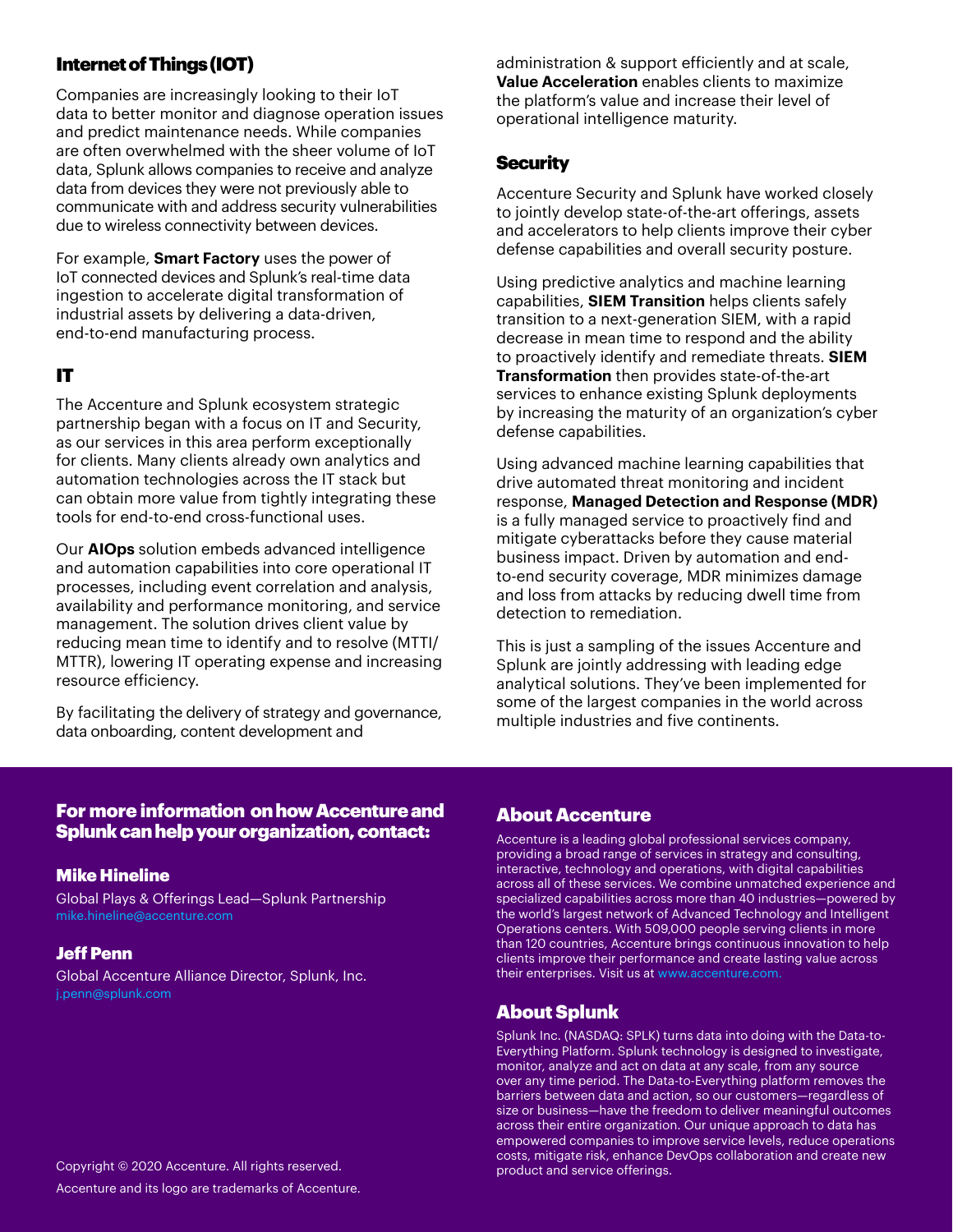## Internet of Things (IOT)

Companies are increasingly looking to their IoT data to better monitor and diagnose operation issues and predict maintenance needs. While companies are often overwhelmed with the sheer volume of IoT data, Splunk allows companies to receive and analyze data from devices they were not previously able to communicate with and address security vulnerabilities due to wireless connectivity between devices.

For example, **Smart Factory** uses the power of IoT connected devices and Splunk's real-time data ingestion to accelerate digital transformation of industrial assets by delivering a data-driven, end-to-end manufacturing process.

## IT

The Accenture and Splunk ecosystem strategic partnership began with a focus on IT and Security, as our services in this area perform exceptionally for clients. Many clients already own analytics and automation technologies across the IT stack but can obtain more value from tightly integrating these tools for end-to-end cross-functional uses.

Our **AIOps** solution embeds advanced intelligence and automation capabilities into core operational IT processes, including event correlation and analysis, availability and performance monitoring, and service management. The solution drives client value by reducing mean time to identify and to resolve (MTTI/MTTR), lowering IT operating expense and increasing resource efficiency.

By facilitating the delivery of strategy and governance, data onboarding, content development and administration & support efficiently and at scale, **Value Acceleration** enables clients to maximize the platform's value and increase their level of operational intelligence maturity.

## Security

Accenture Security and Splunk have worked closely to jointly develop state-of-the-art offerings, assets and accelerators to help clients improve their cyber defense capabilities and overall security posture.

Using predictive analytics and machine learning capabilities, **SIEM Transition** helps clients safely transition to a next-generation SIEM, with a rapid decrease in mean time to respond and the ability to proactively identify and remediate threats. **SIEM Transformation** then provides state-of-the-art services to enhance existing Splunk deployments by increasing the maturity of an organization's cyber defense capabilities.

Using advanced machine learning capabilities that drive automated threat monitoring and incident response, **Managed Detection and Response (MDR)** is a fully managed service to proactively find and mitigate cyberattacks before they cause material business impact. Driven by automation and end-to-end security coverage, MDR minimizes damage and loss from attacks by reducing dwell time from detection to remediation.

This is just a sampling of the issues Accenture and Splunk are jointly addressing with leading edge analytical solutions. They've been implemented for some of the largest companies in the world across multiple industries and five continents.

## For more information on how Accenture and Splunk can help your organization, contact:

### Mike Hineline

Global Plays & Offerings Lead—Splunk Partnership
mike.hineline@accenture.com

### Jeff Penn

Global Accenture Alliance Director, Splunk, Inc.
j.penn@splunk.com

## About Accenture

Accenture is a leading global professional services company, providing a broad range of services in strategy and consulting, interactive, technology and operations, with digital capabilities across all of these services. We combine unmatched experience and specialized capabilities across more than 40 industries—powered by the world's largest network of Advanced Technology and Intelligent Operations centers. With 509,000 people serving clients in more than 120 countries, Accenture brings continuous innovation to help clients improve their performance and create lasting value across their enterprises. Visit us at www.accenture.com.

## About Splunk

Splunk Inc. (NASDAQ: SPLK) turns data into doing with the Data-to-Everything Platform. Splunk technology is designed to investigate, monitor, analyze and act on data at any scale, from any source over any time period. The Data-to-Everything platform removes the barriers between data and action, so our customers—regardless of size or business—have the freedom to deliver meaningful outcomes across their entire organization. Our unique approach to data has empowered companies to improve service levels, reduce operations costs, mitigate risk, enhance DevOps collaboration and create new product and service offerings.

Copyright © 2020 Accenture. All rights reserved.

Accenture and its logo are trademarks of Accenture.